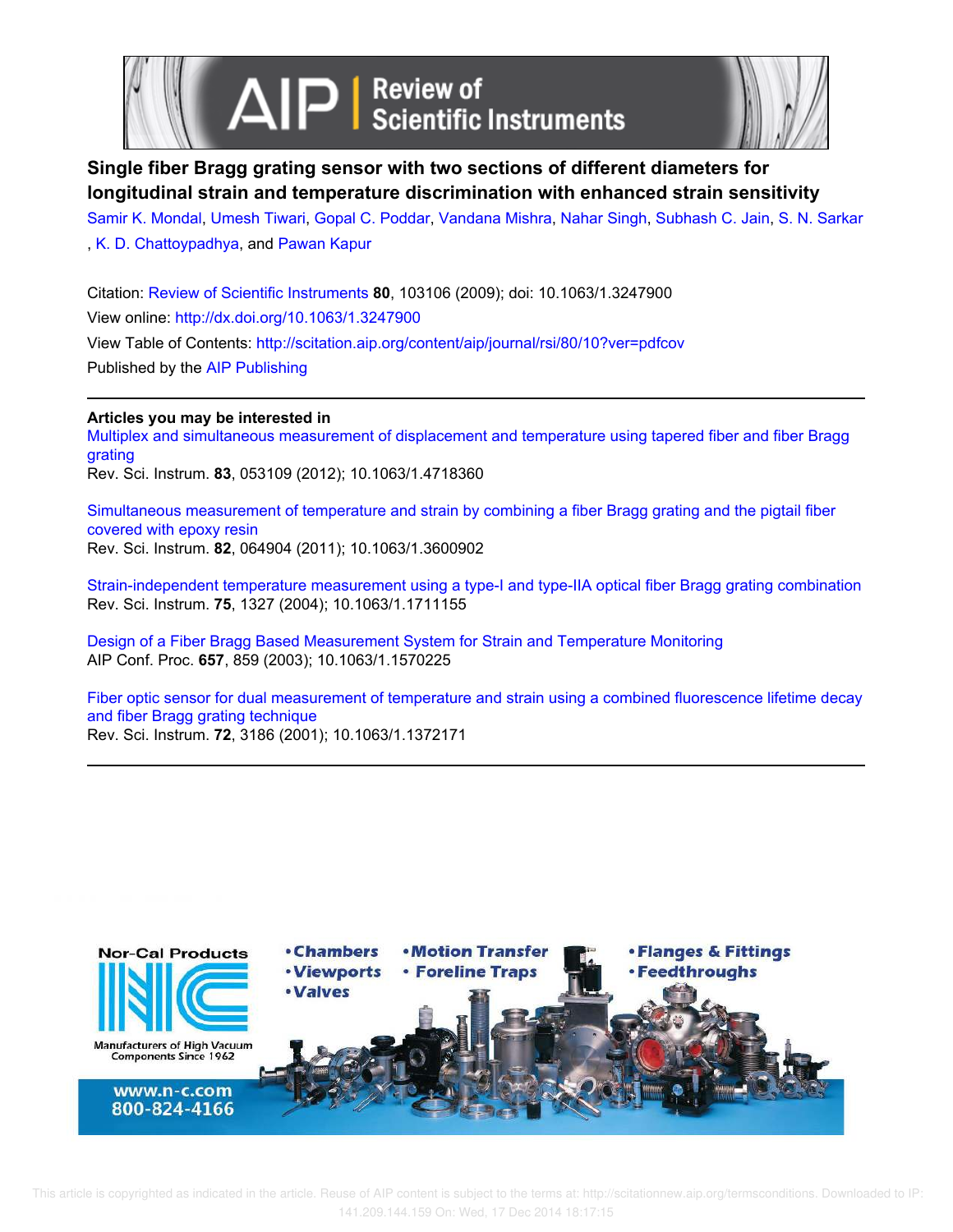# Single fiber Bragg grating sensor with two sections of different diameters for longitudinal strain and temperature discrimination with enhanced strain sensitivity

Samir K. Mondal, Umesh Tiwari, Gopal C. Poddar, Vandana Mishra, Nahar Singh, Subhash C. Jain, S. N. Sarkar, K. D. Chattoypadhya, and Pawan Kapur

Citation: Review of Scientific Instruments **80**, 103106 (2009); doi: 10.1063/1.3247900

View online: http://dx.doi.org/10.1063/1.3247900

View Table of Contents: http://scitation.aip.org/content/aip/journal/rsi/80/10?ver=pdfcov

Published by the AIP Publishing

**Articles you may be interested in**

Multiplex and simultaneous measurement of displacement and temperature using tapered fiber and fiber Bragg grating
Rev. Sci. Instrum. **83**, 053109 (2012); 10.1063/1.4718360

Simultaneous measurement of temperature and strain by combining a fiber Bragg grating and the pigtail fiber covered with epoxy resin
Rev. Sci. Instrum. **82**, 064904 (2011); 10.1063/1.3600902

Strain-independent temperature measurement using a type-I and type-IIA optical fiber Bragg grating combination
Rev. Sci. Instrum. **75**, 1327 (2004); 10.1063/1.1711155

Design of a Fiber Bragg Based Measurement System for Strain and Temperature Monitoring
AIP Conf. Proc. **657**, 859 (2003); 10.1063/1.1570225

Fiber optic sensor for dual measurement of temperature and strain using a combined fluorescence lifetime decay and fiber Bragg grating technique
Rev. Sci. Instrum. **72**, 3186 (2001); 10.1063/1.1372171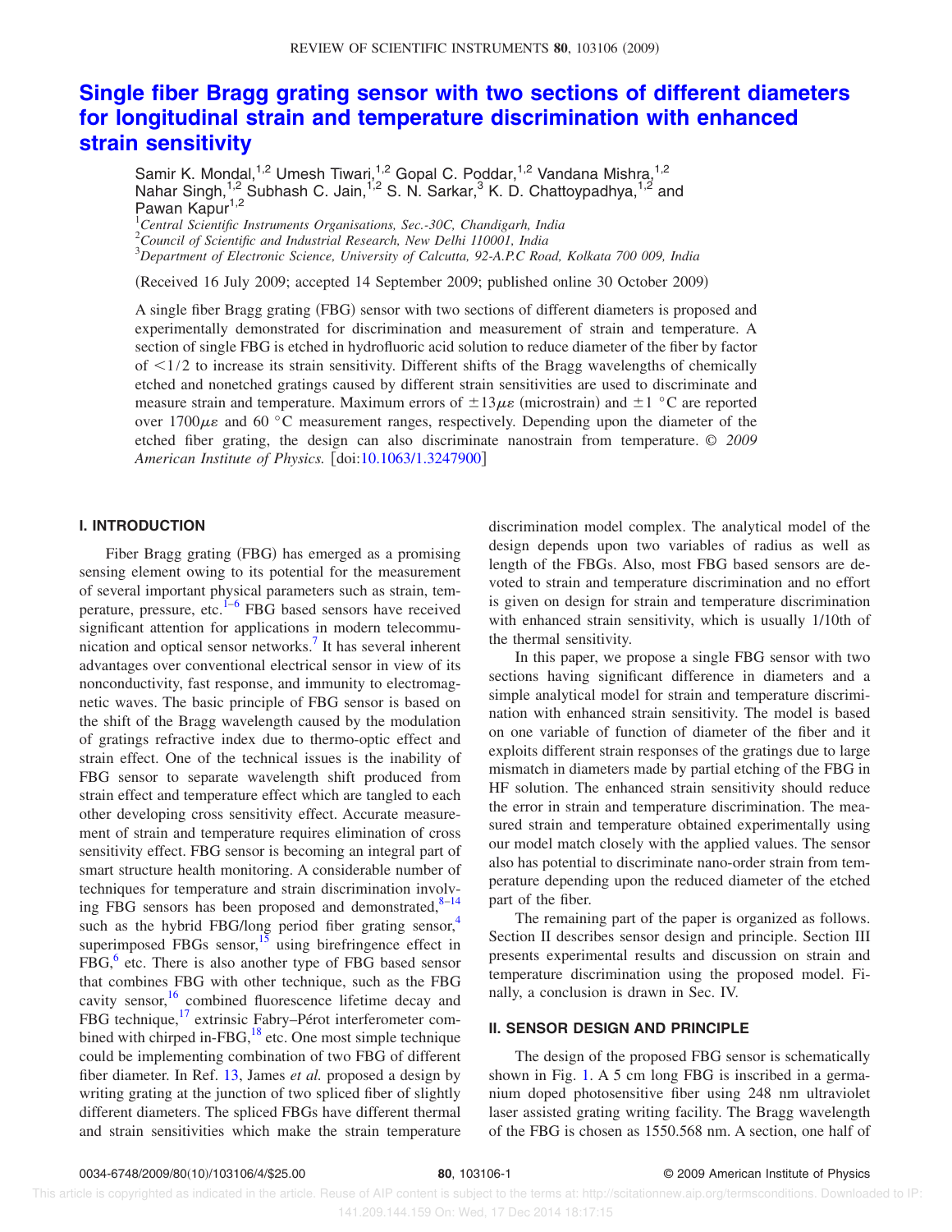# Single fiber Bragg grating sensor with two sections of different diameters for longitudinal strain and temperature discrimination with enhanced strain sensitivity

Samir K. Mondal,[1,2] Umesh Tiwari,[1,2] Gopal C. Poddar,[1,2] Vandana Mishra,[1,2] Nahar Singh,[1,2] Subhash C. Jain,[1,2] S. N. Sarkar,[3] K. D. Chattoypadhya,[1,2] and Pawan Kapur[1,2]

[1]*Central Scientific Instruments Organisations, Sec.-30C, Chandigarh, India*
[2]*Council of Scientific and Industrial Research, New Delhi 110001, India*
[3]*Department of Electronic Science, University of Calcutta, 92-A.P.C Road, Kolkata 700 009, India*

(Received 16 July 2009; accepted 14 September 2009; published online 30 October 2009)

A single fiber Bragg grating (FBG) sensor with two sections of different diameters is proposed and experimentally demonstrated for discrimination and measurement of strain and temperature. A section of single FBG is etched in hydrofluoric acid solution to reduce diameter of the fiber by factor of $<1/2$ to increase its strain sensitivity. Different shifts of the Bragg wavelengths of chemically etched and nonetched gratings caused by different strain sensitivities are used to discriminate and measure strain and temperature. Maximum errors of $\pm 13\mu\varepsilon$ (microstrain) and $\pm 1$ °C are reported over $1700\mu\varepsilon$ and 60 °C measurement ranges, respectively. Depending upon the diameter of the etched fiber grating, the design can also discriminate nanostrain from temperature. © *2009 American Institute of Physics.* [doi:10.1063/1.3247900]

## I. INTRODUCTION

Fiber Bragg grating (FBG) has emerged as a promising sensing element owing to its potential for the measurement of several important physical parameters such as strain, temperature, pressure, etc.[1–6] FBG based sensors have received significant attention for applications in modern telecommunication and optical sensor networks.[7] It has several inherent advantages over conventional electrical sensor in view of its nonconductivity, fast response, and immunity to electromagnetic waves. The basic principle of FBG sensor is based on the shift of the Bragg wavelength caused by the modulation of gratings refractive index due to thermo-optic effect and strain effect. One of the technical issues is the inability of FBG sensor to separate wavelength shift produced from strain effect and temperature effect which are tangled to each other developing cross sensitivity effect. Accurate measurement of strain and temperature requires elimination of cross sensitivity effect. FBG sensor is becoming an integral part of smart structure health monitoring. A considerable number of techniques for temperature and strain discrimination involving FBG sensors has been proposed and demonstrated,[8–14] such as the hybrid FBG/long period fiber grating sensor,[4] superimposed FBGs sensor,[15] using birefringence effect in FBG,[6] etc. There is also another type of FBG based sensor that combines FBG with other technique, such as the FBG cavity sensor,[16] combined fluorescence lifetime decay and FBG technique,[17] extrinsic Fabry–Pérot interferometer combined with chirped in-FBG,[18] etc. One most simple technique could be implementing combination of two FBG of different fiber diameter. In Ref. 13, James *et al.* proposed a design by writing grating at the junction of two spliced fiber of slightly different diameters. The spliced FBGs have different thermal and strain sensitivities which make the strain temperature discrimination model complex. The analytical model of the design depends upon two variables of radius as well as length of the FBGs. Also, most FBG based sensors are devoted to strain and temperature discrimination and no effort is given on design for strain and temperature discrimination with enhanced strain sensitivity, which is usually 1/10th of the thermal sensitivity.

In this paper, we propose a single FBG sensor with two sections having significant difference in diameters and a simple analytical model for strain and temperature discrimination with enhanced strain sensitivity. The model is based on one variable of function of diameter of the fiber and it exploits different strain responses of the gratings due to large mismatch in diameters made by partial etching of the FBG in HF solution. The enhanced strain sensitivity should reduce the error in strain and temperature discrimination. The measured strain and temperature obtained experimentally using our model match closely with the applied values. The sensor also has potential to discriminate nano-order strain from temperature depending upon the reduced diameter of the etched part of the fiber.

The remaining part of the paper is organized as follows. Section II describes sensor design and principle. Section III presents experimental results and discussion on strain and temperature discrimination using the proposed model. Finally, a conclusion is drawn in Sec. IV.

## II. SENSOR DESIGN AND PRINCIPLE

The design of the proposed FBG sensor is schematically shown in Fig. 1. A 5 cm long FBG is inscribed in a germanium doped photosensitive fiber using 248 nm ultraviolet laser assisted grating writing facility. The Bragg wavelength of the FBG is chosen as 1550.568 nm. A section, one half of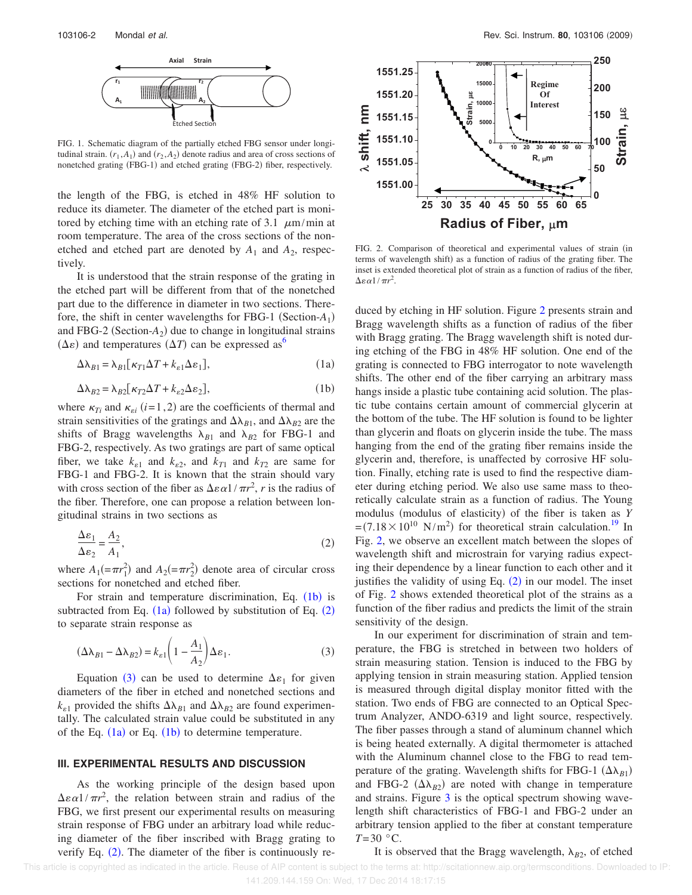FIG. 1. Schematic diagram of the partially etched FBG sensor under longitudinal strain. $(r_1, A_1)$ and $(r_2, A_2)$ denote radius and area of cross sections of nonetched grating (FBG-1) and etched grating (FBG-2) fiber, respectively.

the length of the FBG, is etched in 48% HF solution to reduce its diameter. The diameter of the etched part is monitored by etching time with an etching rate of 3.1 $\mu$m/min at room temperature. The area of the cross sections of the nonetched and etched part are denoted by $A_1$ and $A_2$, respectively.

It is understood that the strain response of the grating in the etched part will be different from that of the nonetched part due to the difference in diameter in two sections. Therefore, the shift in center wavelengths for FBG-1 (Section-$A_1$) and FBG-2 (Section-$A_2$) due to change in longitudinal strains $(\Delta\varepsilon)$ and temperatures $(\Delta T)$ can be expressed as[6]

$$\Delta\lambda_{B1} = \lambda_{B1}[\kappa_{T1}\Delta T + k_{\varepsilon 1}\Delta\varepsilon_1], \tag{1a}$$

$$\Delta\lambda_{B2} = \lambda_{B2}[\kappa_{T2}\Delta T + k_{\varepsilon 2}\Delta\varepsilon_2], \tag{1b}$$

where $\kappa_{Ti}$ and $\kappa_{\varepsilon i}$ $(i=1,2)$ are the coefficients of thermal and strain sensitivities of the gratings and $\Delta\lambda_{B1}$, and $\Delta\lambda_{B2}$ are the shifts of Bragg wavelengths $\lambda_{B1}$ and $\lambda_{B2}$ for FBG-1 and FBG-2, respectively. As two gratings are part of same optical fiber, we take $k_{\varepsilon 1}$ and $k_{\varepsilon 2}$, and $k_{T1}$ and $k_{T2}$ are same for FBG-1 and FBG-2. It is known that the strain should vary with cross section of the fiber as $\Delta\varepsilon\alpha 1/\pi r^2$, $r$ is the radius of the fiber. Therefore, one can propose a relation between longitudinal strains in two sections as

$$\frac{\Delta\varepsilon_1}{\Delta\varepsilon_2} = \frac{A_2}{A_1}, \tag{2}$$

where $A_1(=\pi r_1^2)$ and $A_2(=\pi r_2^2)$ denote area of circular cross sections for nonetched and etched fiber.

For strain and temperature discrimination, Eq. (1b) is subtracted from Eq. (1a) followed by substitution of Eq. (2) to separate strain response as

$$(\Delta\lambda_{B1} - \Delta\lambda_{B2}) = k_{\varepsilon 1}\left(1 - \frac{A_1}{A_2}\right)\Delta\varepsilon_1. \tag{3}$$

Equation (3) can be used to determine $\Delta\varepsilon_1$ for given diameters of the fiber in etched and nonetched sections and $k_{\varepsilon 1}$ provided the shifts $\Delta\lambda_{B1}$ and $\Delta\lambda_{B2}$ are found experimentally. The calculated strain value could be substituted in any of the Eq. (1a) or Eq. (1b) to determine temperature.

### III. EXPERIMENTAL RESULTS AND DISCUSSION

As the working principle of the design based upon $\Delta\varepsilon\alpha 1/\pi r^2$, the relation between strain and radius of the FBG, we first present our experimental results on measuring strain response of FBG under an arbitrary load while reducing diameter of the fiber inscribed with Bragg grating to verify Eq. (2). The diameter of the fiber is continuously reduced by etching in HF solution. Figure 2 presents strain and Bragg wavelength shifts as a function of radius of the fiber with Bragg grating. The Bragg wavelength shift is noted during etching of the FBG in 48% HF solution. One end of the grating is connected to FBG interrogator to note wavelength shifts. The other end of the fiber carrying an arbitrary mass hangs inside a plastic tube containing acid solution. The plastic tube contains certain amount of commercial glycerin at the bottom of the tube. The HF solution is found to be lighter than glycerin and floats on glycerin inside the tube. The mass hanging from the end of the grating fiber remains inside the glycerin and, therefore, is unaffected by corrosive HF solution. Finally, etching rate is used to find the respective diameter during etching period. We also use same mass to theoretically calculate strain as a function of radius. The Young modulus (modulus of elasticity) of the fiber is taken as $Y = (7.18 \times 10^{10}\ \text{N/m}^2)$ for theoretical strain calculation.[19] In Fig. 2, we observe an excellent match between the slopes of wavelength shift and microstrain for varying radius expecting their dependence by a linear function to each other and it justifies the validity of using Eq. (2) in our model. The inset of Fig. 2 shows extended theoretical plot of the strains as a function of the fiber radius and predicts the limit of the strain sensitivity of the design.

FIG. 2. Comparison of theoretical and experimental values of strain (in terms of wavelength shift) as a function of radius of the grating fiber. The inset is extended theoretical plot of strain as a function of radius of the fiber, $\Delta\varepsilon\alpha 1/\pi r^2$.

In our experiment for discrimination of strain and temperature, the FBG is stretched in between two holders of strain measuring station. Tension is induced to the FBG by applying tension in strain measuring station. Applied tension is measured through digital display monitor fitted with the station. Two ends of FBG are connected to an Optical Spectrum Analyzer, ANDO-6319 and light source, respectively. The fiber passes through a stand of aluminum channel which is being heated externally. A digital thermometer is attached with the Aluminum channel close to the FBG to read temperature of the grating. Wavelength shifts for FBG-1 $(\Delta\lambda_{B1})$ and FBG-2 $(\Delta\lambda_{B2})$ are noted with change in temperature and strains. Figure 3 is the optical spectrum showing wavelength shift characteristics of FBG-1 and FBG-2 under an arbitrary tension applied to the fiber at constant temperature $T = 30\ ^\circ$C.

It is observed that the Bragg wavelength, $\lambda_{B2}$, of etched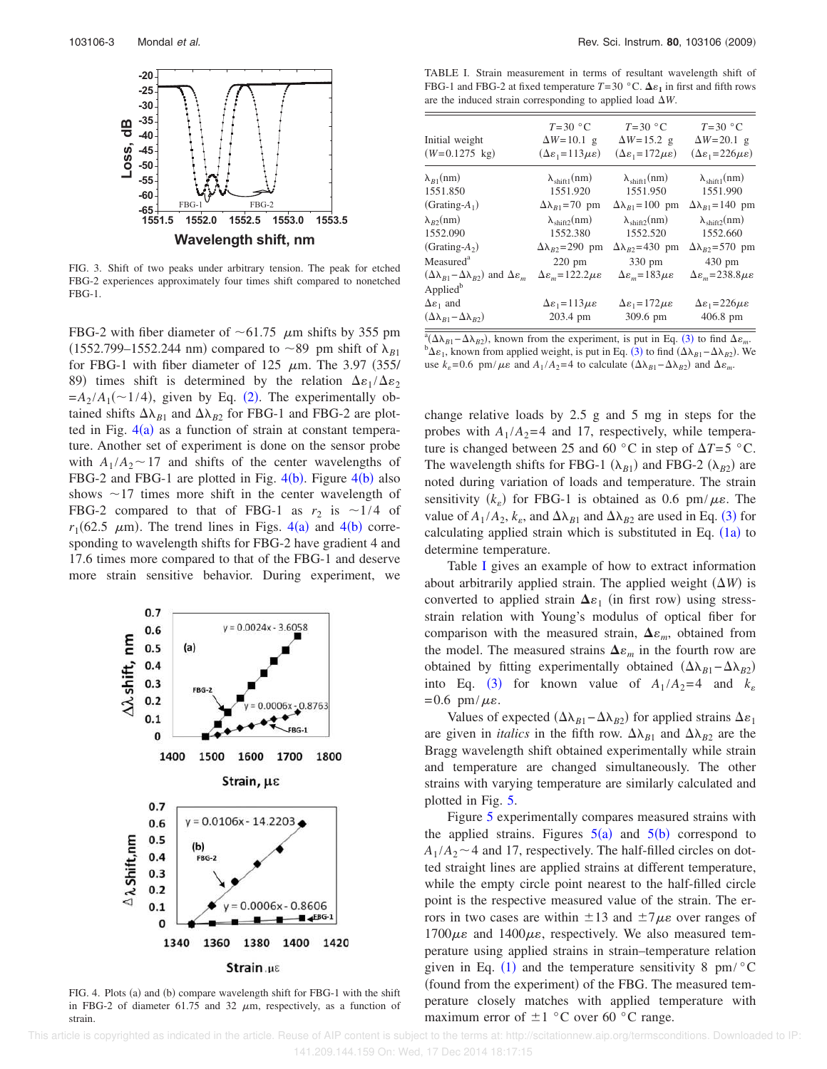FIG. 3. Shift of two peaks under arbitrary tension. The peak for etched FBG-2 experiences approximately four times shift compared to nonetched FBG-1.

FBG-2 with fiber diameter of $\sim$61.75 $\mu$m shifts by 355 pm (1552.799–1552.244 nm) compared to $\sim$89 pm shift of $\lambda_{B1}$ for FBG-1 with fiber diameter of 125 $\mu$m. The 3.97 (355/89) times shift is determined by the relation $\Delta\varepsilon_1/\Delta\varepsilon_2 = A_2/A_1(\sim 1/4)$, given by Eq. (2). The experimentally obtained shifts $\Delta\lambda_{B1}$ and $\Delta\lambda_{B2}$ for FBG-1 and FBG-2 are plotted in Fig. 4(a) as a function of strain at constant temperature. Another set of experiment is done on the sensor probe with $A_1/A_2 \sim 17$ and shifts of the center wavelengths of FBG-2 and FBG-1 are plotted in Fig. 4(b). Figure 4(b) also shows $\sim$17 times more shift in the center wavelength of FBG-2 compared to that of FBG-1 as $r_2$ is $\sim$1/4 of $r_1$(62.5 $\mu$m). The trend lines in Figs. 4(a) and 4(b) corresponding to wavelength shifts for FBG-2 have gradient 4 and 17.6 times more compared to that of the FBG-1 and deserve more strain sensitive behavior. During experiment, we change relative loads by 2.5 g and 5 mg in steps for the probes with $A_1/A_2=4$ and 17, respectively, while temperature is changed between 25 and 60 °C in step of $\Delta T=5$ °C. The wavelength shifts for FBG-1 ($\lambda_{B1}$) and FBG-2 ($\lambda_{B2}$) are noted during variation of loads and temperature. The strain sensitivity ($k_\varepsilon$) for FBG-1 is obtained as 0.6 pm/$\mu\varepsilon$. The value of $A_1/A_2$, $k_\varepsilon$, and $\Delta\lambda_{B1}$ and $\Delta\lambda_{B2}$ are used in Eq. (3) for calculating applied strain which is substituted in Eq. (1a) to determine temperature.

FIG. 4. Plots (a) and (b) compare wavelength shift for FBG-1 with the shift in FBG-2 of diameter 61.75 and 32 $\mu$m, respectively, as a function of strain.

TABLE I. Strain measurement in terms of resultant wavelength shift of FBG-1 and FBG-2 at fixed temperature $T=30$ °C. $\boldsymbol{\Delta\varepsilon_1}$ in first and fifth rows are the induced strain corresponding to applied load $\Delta W$.

| Initial weight ($W=0.1275$ kg) | $T=30$ °C $\Delta W=10.1$ g ($\Delta\varepsilon_1=113\mu\varepsilon$) | $T=30$ °C $\Delta W=15.2$ g ($\Delta\varepsilon_1=172\mu\varepsilon$) | $T=30$ °C $\Delta W=20.1$ g ($\Delta\varepsilon_1=226\mu\varepsilon$) |
|---|---|---|---|
| $\lambda_{B1}$(nm) 1551.850 (Grating-$A_1$) | $\lambda_{\text{shift1}}$(nm) 1551.920 $\Delta\lambda_{B1}=70$ pm | $\lambda_{\text{shift1}}$(nm) 1551.950 $\Delta\lambda_{B1}=100$ pm | $\lambda_{\text{shift1}}$(nm) 1551.990 $\Delta\lambda_{B1}=140$ pm |
| $\lambda_{B2}$(nm) 1552.090 (Grating-$A_2$) | $\lambda_{\text{shift2}}$(nm) 1552.380 $\Delta\lambda_{B2}=290$ pm | $\lambda_{\text{shift2}}$(nm) 1552.520 $\Delta\lambda_{B2}=430$ pm | $\lambda_{\text{shift2}}$(nm) 1552.660 $\Delta\lambda_{B2}=570$ pm |
| Measured[a] ($\Delta\lambda_{B1}-\Delta\lambda_{B2}$) and $\Delta\varepsilon_m$ | 220 pm $\Delta\varepsilon_m=122.2\mu\varepsilon$ | 330 pm $\Delta\varepsilon_m=183\mu\varepsilon$ | 430 pm $\Delta\varepsilon_m=238.8\mu\varepsilon$ |
| Applied[b] $\Delta\varepsilon_1$ and ($\Delta\lambda_{B1}-\Delta\lambda_{B2}$) | $\Delta\varepsilon_1=113\mu\varepsilon$ 203.4 pm | $\Delta\varepsilon_1=172\mu\varepsilon$ 309.6 pm | $\Delta\varepsilon_1=226\mu\varepsilon$ 406.8 pm |

[a]($\Delta\lambda_{B1}-\Delta\lambda_{B2}$), known from the experiment, is put in Eq. (3) to find $\Delta\varepsilon_m$.
[b]$\Delta\varepsilon_1$, known from applied weight, is put in Eq. (3) to find ($\Delta\lambda_{B1}-\Delta\lambda_{B2}$). We use $k_\varepsilon=0.6$ pm/$\mu\varepsilon$ and $A_1/A_2=4$ to calculate ($\Delta\lambda_{B1}-\Delta\lambda_{B2}$) and $\Delta\varepsilon_m$.

Table I gives an example of how to extract information about arbitrarily applied strain. The applied weight ($\Delta W$) is converted to applied strain $\boldsymbol{\Delta\varepsilon_1}$ (in first row) using stress-strain relation with Young's modulus of optical fiber for comparison with the measured strain, $\boldsymbol{\Delta\varepsilon_m}$, obtained from the model. The measured strains $\boldsymbol{\Delta\varepsilon_m}$ in the fourth row are obtained by fitting experimentally obtained ($\Delta\lambda_{B1}-\Delta\lambda_{B2}$) into Eq. (3) for known value of $A_1/A_2=4$ and $k_\varepsilon = 0.6$ pm/$\mu\varepsilon$.

Values of expected ($\Delta\lambda_{B1}-\Delta\lambda_{B2}$) for applied strains $\Delta\varepsilon_1$ are given in *italics* in the fifth row. $\Delta\lambda_{B1}$ and $\Delta\lambda_{B2}$ are the Bragg wavelength shift obtained experimentally while strain and temperature are changed simultaneously. The other strains with varying temperature are similarly calculated and plotted in Fig. 5.

Figure 5 experimentally compares measured strains with the applied strains. Figures 5(a) and 5(b) correspond to $A_1/A_2 \sim 4$ and 17, respectively. The half-filled circles on dotted straight lines are applied strains at different temperature, while the empty circle point nearest to the half-filled circle point is the respective measured value of the strain. The errors in two cases are within $\pm 13$ and $\pm 7\mu\varepsilon$ over ranges of $1700\mu\varepsilon$ and $1400\mu\varepsilon$, respectively. We also measured temperature using applied strains in strain–temperature relation given in Eq. (1) and the temperature sensitivity 8 pm/°C (found from the experiment) of the FBG. The measured temperature closely matches with applied temperature with maximum error of $\pm 1$ °C over 60 °C range.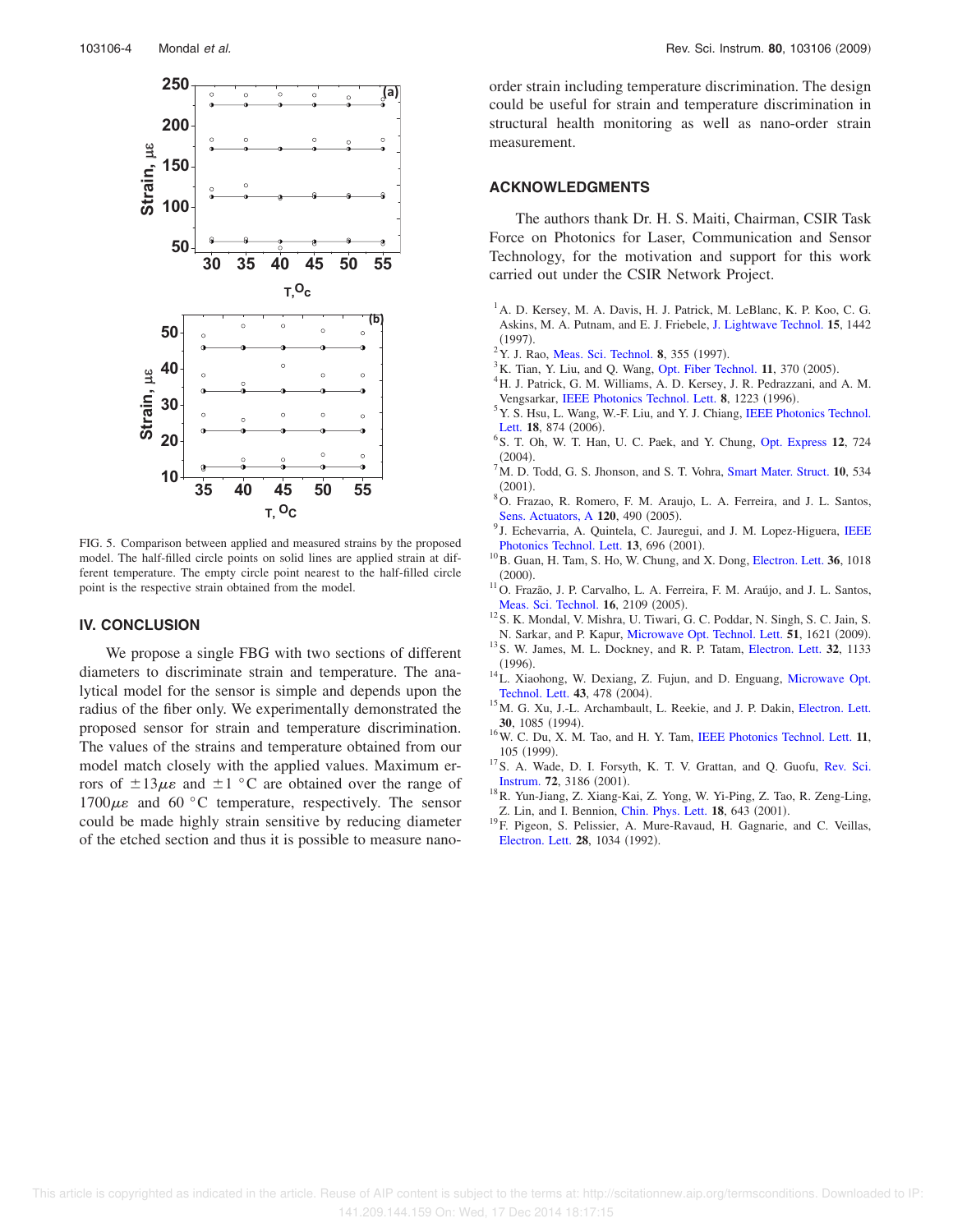250

200

150

100

50

Strain, με

30 35 40 45 50 55

T, °C

(a)

50

40

30

20

10

Strain, με

35 40 45 50 55

T, °C

(b)

FIG. 5. Comparison between applied and measured strains by the proposed model. The half-filled circle points on solid lines are applied strain at different temperature. The empty circle point nearest to the half-filled circle point is the respective strain obtained from the model.

## IV. CONCLUSION

We propose a single FBG with two sections of different diameters to discriminate strain and temperature. The analytical model for the sensor is simple and depends upon the radius of the fiber only. We experimentally demonstrated the proposed sensor for strain and temperature discrimination. The values of the strains and temperature obtained from our model match closely with the applied values. Maximum errors of $\pm 13 \mu\varepsilon$ and $\pm 1$ °C are obtained over the range of $1700 \mu\varepsilon$ and 60 °C temperature, respectively. The sensor could be made highly strain sensitive by reducing diameter of the etched section and thus it is possible to measure nano-order strain including temperature discrimination. The design could be useful for strain and temperature discrimination in structural health monitoring as well as nano-order strain measurement.

## ACKNOWLEDGMENTS

The authors thank Dr. H. S. Maiti, Chairman, CSIR Task Force on Photonics for Laser, Communication and Sensor Technology, for the motivation and support for this work carried out under the CSIR Network Project.

[1] A. D. Kersey, M. A. Davis, H. J. Patrick, M. LeBlanc, K. P. Koo, C. G. Askins, M. A. Putnam, and E. J. Friebele, J. Lightwave Technol. **15**, 1442 (1997).

[2] Y. J. Rao, Meas. Sci. Technol. **8**, 355 (1997).

[3] K. Tian, Y. Liu, and Q. Wang, Opt. Fiber Technol. **11**, 370 (2005).

[4] H. J. Patrick, G. M. Williams, A. D. Kersey, J. R. Pedrazzani, and A. M. Vengsarkar, IEEE Photonics Technol. Lett. **8**, 1223 (1996).

[5] Y. S. Hsu, L. Wang, W.-F. Liu, and Y. J. Chiang, IEEE Photonics Technol. Lett. **18**, 874 (2006).

[6] S. T. Oh, W. T. Han, U. C. Paek, and Y. Chung, Opt. Express **12**, 724 (2004).

[7] M. D. Todd, G. S. Jhonson, and S. T. Vohra, Smart Mater. Struct. **10**, 534 (2001).

[8] O. Frazao, R. Romero, F. M. Araujo, L. A. Ferreira, and J. L. Santos, Sens. Actuators, A **120**, 490 (2005).

[9] J. Echevarria, A. Quintela, C. Jauregui, and J. M. Lopez-Higuera, IEEE Photonics Technol. Lett. **13**, 696 (2001).

[10] B. Guan, H. Tam, S. Ho, W. Chung, and X. Dong, Electron. Lett. **36**, 1018 (2000).

[11] O. Frazão, J. P. Carvalho, L. A. Ferreira, F. M. Araújo, and J. L. Santos, Meas. Sci. Technol. **16**, 2109 (2005).

[12] S. K. Mondal, V. Mishra, U. Tiwari, G. C. Poddar, N. Singh, S. C. Jain, S. N. Sarkar, and P. Kapur, Microwave Opt. Technol. Lett. **51**, 1621 (2009).

[13] S. W. James, M. L. Dockney, and R. P. Tatam, Electron. Lett. **32**, 1133 (1996).

[14] L. Xiaohong, W. Dexiang, Z. Fujun, and D. Enguang, Microwave Opt. Technol. Lett. **43**, 478 (2004).

[15] M. G. Xu, J.-L. Archambault, L. Reekie, and J. P. Dakin, Electron. Lett. **30**, 1085 (1994).

[16] W. C. Du, X. M. Tao, and H. Y. Tam, IEEE Photonics Technol. Lett. **11**, 105 (1999).

[17] S. A. Wade, D. I. Forsyth, K. T. V. Grattan, and Q. Guofu, Rev. Sci. Instrum. **72**, 3186 (2001).

[18] R. Yun-Jiang, Z. Xiang-Kai, Z. Yong, W. Yi-Ping, Z. Tao, R. Zeng-Ling, Z. Lin, and I. Bennion, Chin. Phys. Lett. **18**, 643 (2001).

[19] F. Pigeon, S. Pelissier, A. Mure-Ravaud, H. Gagnarie, and C. Veillas, Electron. Lett. **28**, 1034 (1992).